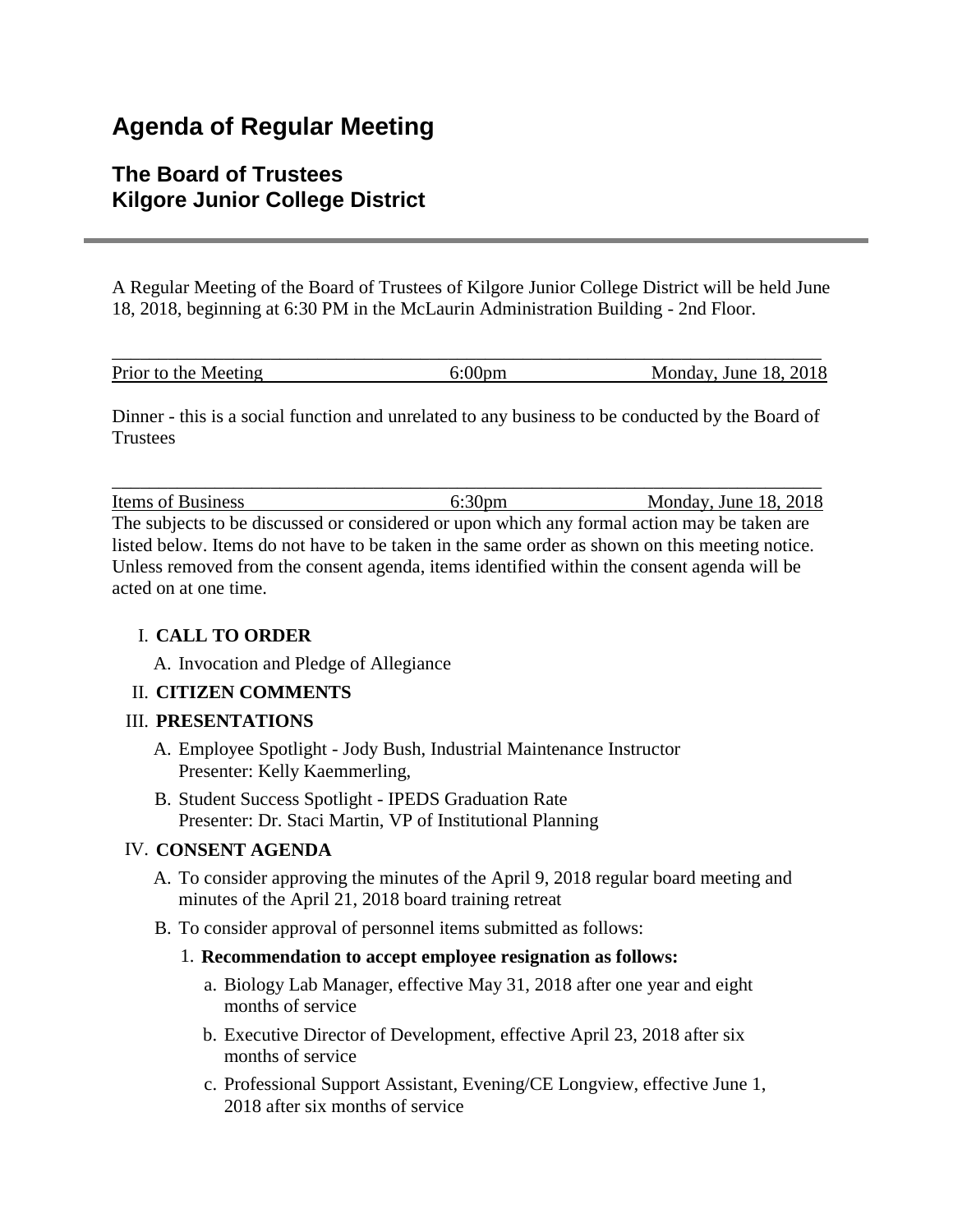# Agenda of Regular Meeting

## The Board of Trustees
## Kilgore Junior College District

A Regular Meeting of the Board of Trustees of Kilgore Junior College District will be held June 18, 2018, beginning at 6:30 PM in the McLaurin Administration Building - 2nd Floor.

| Prior to the Meeting | 6:00pm | Monday, June 18, 2018 |
|---|---|---|

Dinner - this is a social function and unrelated to any business to be conducted by the Board of Trustees

| Items of Business | 6:30pm | Monday, June 18, 2018 |
|---|---|---|

The subjects to be discussed or considered or upon which any formal action may be taken are listed below. Items do not have to be taken in the same order as shown on this meeting notice. Unless removed from the consent agenda, items identified within the consent agenda will be acted on at one time.

I. **CALL TO ORDER**

   A. Invocation and Pledge of Allegiance

II. **CITIZEN COMMENTS**

III. **PRESENTATIONS**

   A. Employee Spotlight - Jody Bush, Industrial Maintenance Instructor
      Presenter: Kelly Kaemmerling,

   B. Student Success Spotlight - IPEDS Graduation Rate
      Presenter: Dr. Staci Martin, VP of Institutional Planning

IV. **CONSENT AGENDA**

   A. To consider approving the minutes of the April 9, 2018 regular board meeting and minutes of the April 21, 2018 board training retreat

   B. To consider approval of personnel items submitted as follows:

      1. **Recommendation to accept employee resignation as follows:**

         a. Biology Lab Manager, effective May 31, 2018 after one year and eight months of service

         b. Executive Director of Development, effective April 23, 2018 after six months of service

         c. Professional Support Assistant, Evening/CE Longview, effective June 1, 2018 after six months of service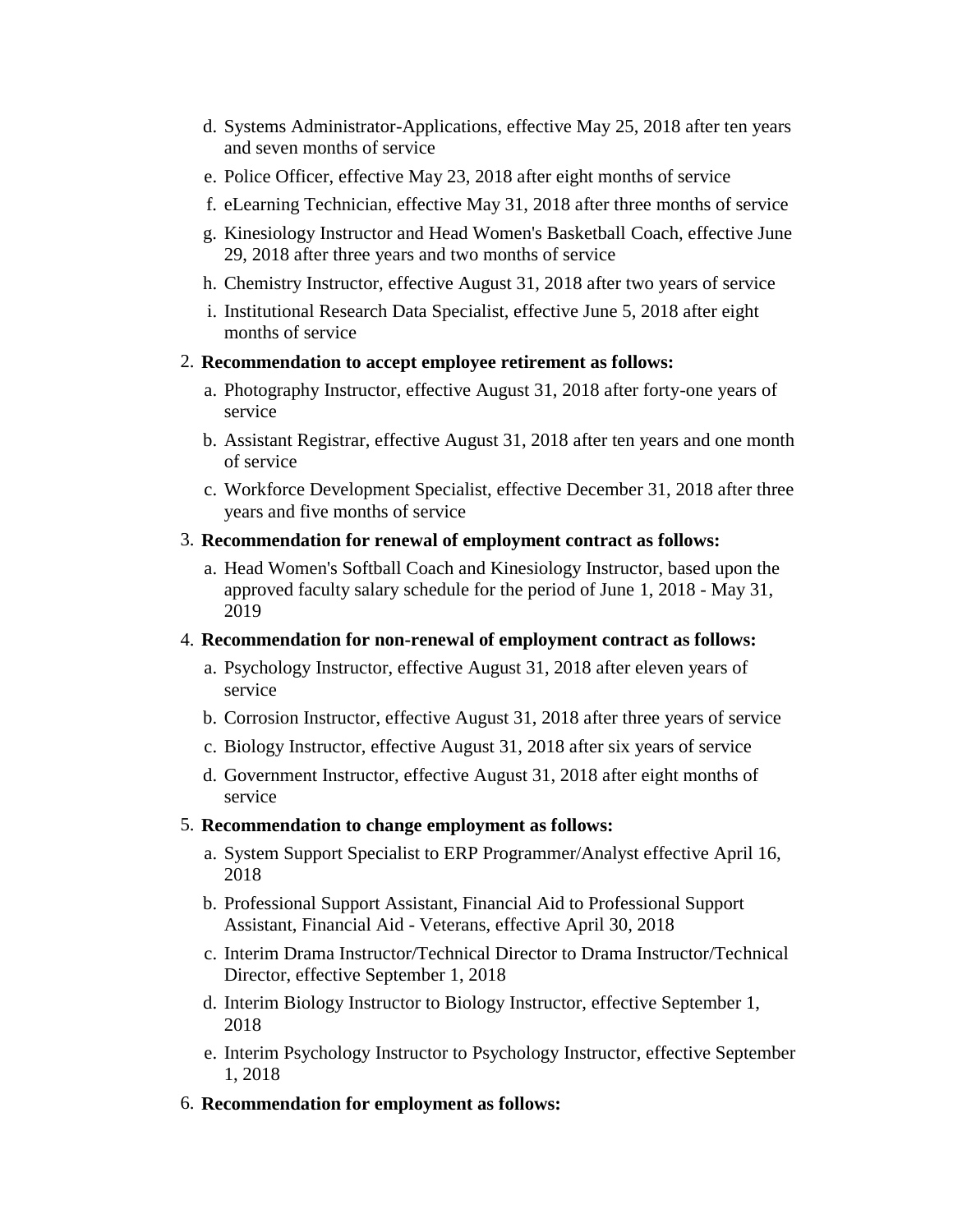d. Systems Administrator-Applications, effective May 25, 2018 after ten years and seven months of service
e. Police Officer, effective May 23, 2018 after eight months of service
f. eLearning Technician, effective May 31, 2018 after three months of service
g. Kinesiology Instructor and Head Women's Basketball Coach, effective June 29, 2018 after three years and two months of service
h. Chemistry Instructor, effective August 31, 2018 after two years of service
i. Institutional Research Data Specialist, effective June 5, 2018 after eight months of service

2. **Recommendation to accept employee retirement as follows:**
   a. Photography Instructor, effective August 31, 2018 after forty-one years of service
   b. Assistant Registrar, effective August 31, 2018 after ten years and one month of service
   c. Workforce Development Specialist, effective December 31, 2018 after three years and five months of service

3. **Recommendation for renewal of employment contract as follows:**
   a. Head Women's Softball Coach and Kinesiology Instructor, based upon the approved faculty salary schedule for the period of June 1, 2018 - May 31, 2019

4. **Recommendation for non-renewal of employment contract as follows:**
   a. Psychology Instructor, effective August 31, 2018 after eleven years of service
   b. Corrosion Instructor, effective August 31, 2018 after three years of service
   c. Biology Instructor, effective August 31, 2018 after six years of service
   d. Government Instructor, effective August 31, 2018 after eight months of service

5. **Recommendation to change employment as follows:**
   a. System Support Specialist to ERP Programmer/Analyst effective April 16, 2018
   b. Professional Support Assistant, Financial Aid to Professional Support Assistant, Financial Aid - Veterans, effective April 30, 2018
   c. Interim Drama Instructor/Technical Director to Drama Instructor/Technical Director, effective September 1, 2018
   d. Interim Biology Instructor to Biology Instructor, effective September 1, 2018
   e. Interim Psychology Instructor to Psychology Instructor, effective September 1, 2018

6. **Recommendation for employment as follows:**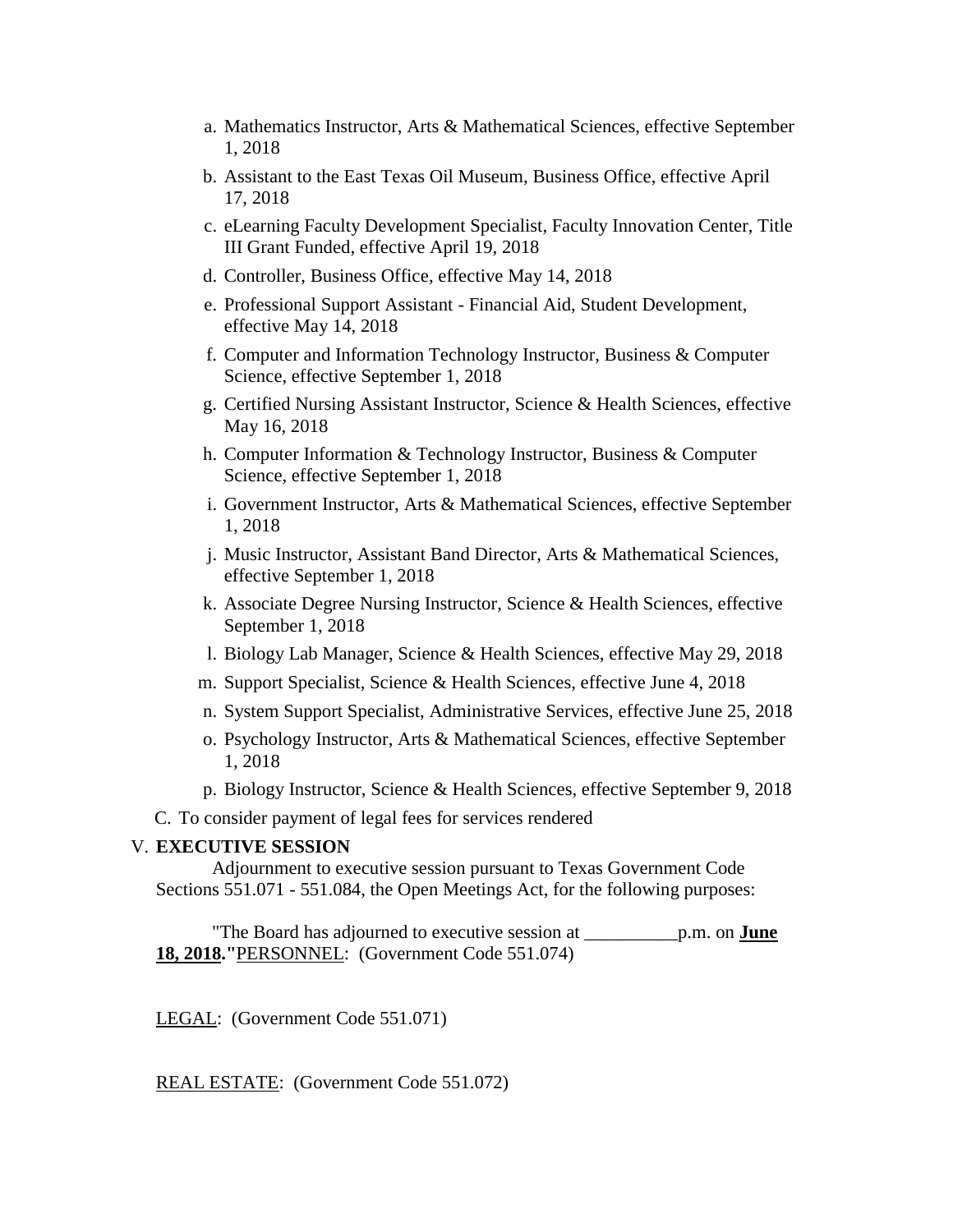a. Mathematics Instructor, Arts & Mathematical Sciences, effective September 1, 2018
b. Assistant to the East Texas Oil Museum, Business Office, effective April 17, 2018
c. eLearning Faculty Development Specialist, Faculty Innovation Center, Title III Grant Funded, effective April 19, 2018
d. Controller, Business Office, effective May 14, 2018
e. Professional Support Assistant - Financial Aid, Student Development, effective May 14, 2018
f. Computer and Information Technology Instructor, Business & Computer Science, effective September 1, 2018
g. Certified Nursing Assistant Instructor, Science & Health Sciences, effective May 16, 2018
h. Computer Information & Technology Instructor, Business & Computer Science, effective September 1, 2018
i. Government Instructor, Arts & Mathematical Sciences, effective September 1, 2018
j. Music Instructor, Assistant Band Director, Arts & Mathematical Sciences, effective September 1, 2018
k. Associate Degree Nursing Instructor, Science & Health Sciences, effective September 1, 2018
l. Biology Lab Manager, Science & Health Sciences, effective May 29, 2018
m. Support Specialist, Science & Health Sciences, effective June 4, 2018
n. System Support Specialist, Administrative Services, effective June 25, 2018
o. Psychology Instructor, Arts & Mathematical Sciences, effective September 1, 2018
p. Biology Instructor, Science & Health Sciences, effective September 9, 2018

C. To consider payment of legal fees for services rendered

V. **EXECUTIVE SESSION**

Adjournment to executive session pursuant to Texas Government Code Sections 551.071 - 551.084, the Open Meetings Act, for the following purposes:

"The Board has adjourned to executive session at __________p.m. on **June 18, 2018."** PERSONNEL: (Government Code 551.074)

LEGAL: (Government Code 551.071)

REAL ESTATE: (Government Code 551.072)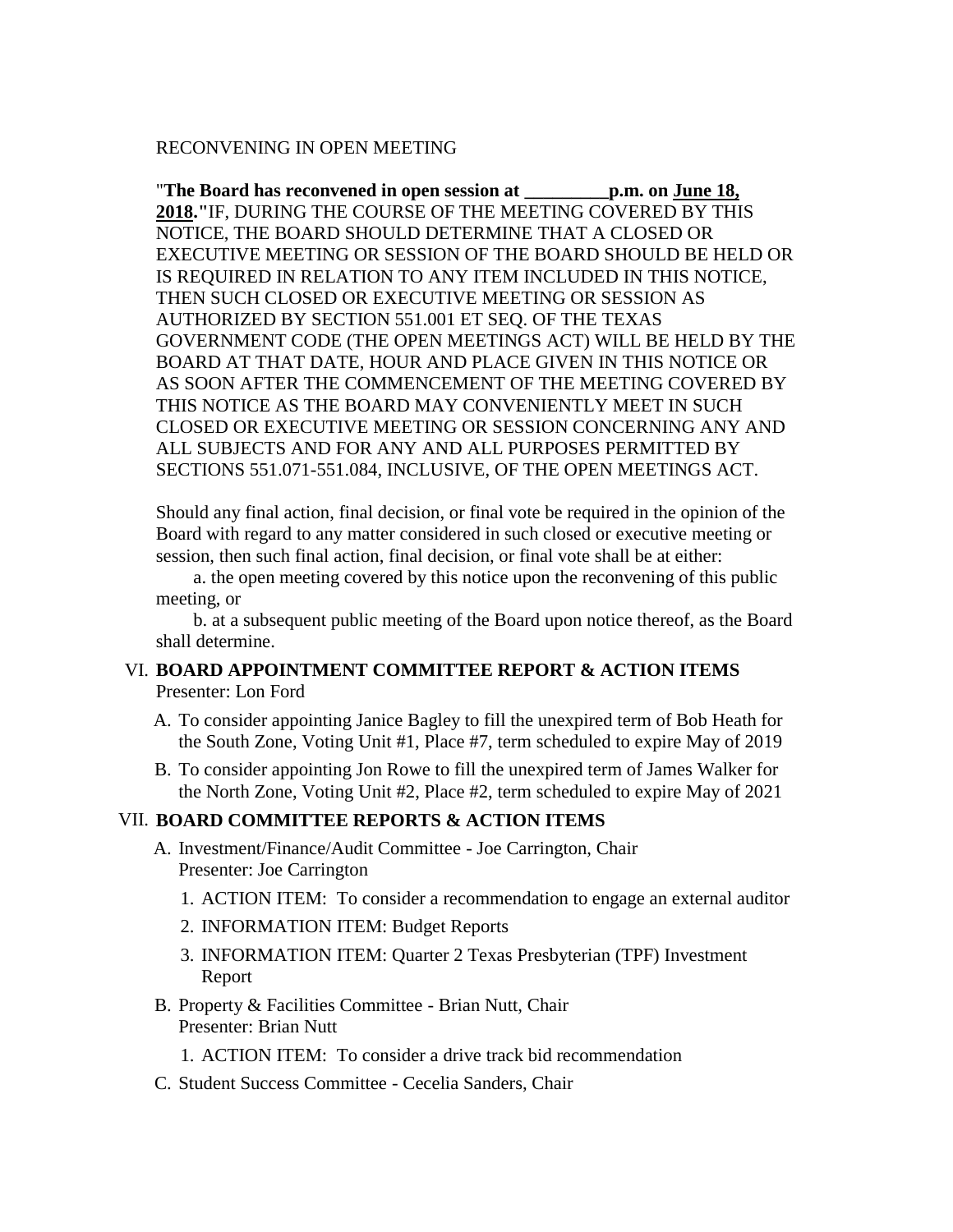RECONVENING IN OPEN MEETING

"**The Board has reconvened in open session at _________p.m. on <u>June 18, 2018</u>.**"IF, DURING THE COURSE OF THE MEETING COVERED BY THIS NOTICE, THE BOARD SHOULD DETERMINE THAT A CLOSED OR EXECUTIVE MEETING OR SESSION OF THE BOARD SHOULD BE HELD OR IS REQUIRED IN RELATION TO ANY ITEM INCLUDED IN THIS NOTICE, THEN SUCH CLOSED OR EXECUTIVE MEETING OR SESSION AS AUTHORIZED BY SECTION 551.001 ET SEQ. OF THE TEXAS GOVERNMENT CODE (THE OPEN MEETINGS ACT) WILL BE HELD BY THE BOARD AT THAT DATE, HOUR AND PLACE GIVEN IN THIS NOTICE OR AS SOON AFTER THE COMMENCEMENT OF THE MEETING COVERED BY THIS NOTICE AS THE BOARD MAY CONVENIENTLY MEET IN SUCH CLOSED OR EXECUTIVE MEETING OR SESSION CONCERNING ANY AND ALL SUBJECTS AND FOR ANY AND ALL PURPOSES PERMITTED BY SECTIONS 551.071-551.084, INCLUSIVE, OF THE OPEN MEETINGS ACT.

Should any final action, final decision, or final vote be required in the opinion of the Board with regard to any matter considered in such closed or executive meeting or session, then such final action, final decision, or final vote shall be at either:

a. the open meeting covered by this notice upon the reconvening of this public meeting, or

b. at a subsequent public meeting of the Board upon notice thereof, as the Board shall determine.

VI. **BOARD APPOINTMENT COMMITTEE REPORT & ACTION ITEMS**
Presenter: Lon Ford

A. To consider appointing Janice Bagley to fill the unexpired term of Bob Heath for the South Zone, Voting Unit #1, Place #7, term scheduled to expire May of 2019

B. To consider appointing Jon Rowe to fill the unexpired term of James Walker for the North Zone, Voting Unit #2, Place #2, term scheduled to expire May of 2021

VII. **BOARD COMMITTEE REPORTS & ACTION ITEMS**

A. Investment/Finance/Audit Committee - Joe Carrington, Chair
Presenter: Joe Carrington

1. ACTION ITEM: To consider a recommendation to engage an external auditor
2. INFORMATION ITEM: Budget Reports
3. INFORMATION ITEM: Quarter 2 Texas Presbyterian (TPF) Investment Report

B. Property & Facilities Committee - Brian Nutt, Chair
Presenter: Brian Nutt

1. ACTION ITEM: To consider a drive track bid recommendation

C. Student Success Committee - Cecelia Sanders, Chair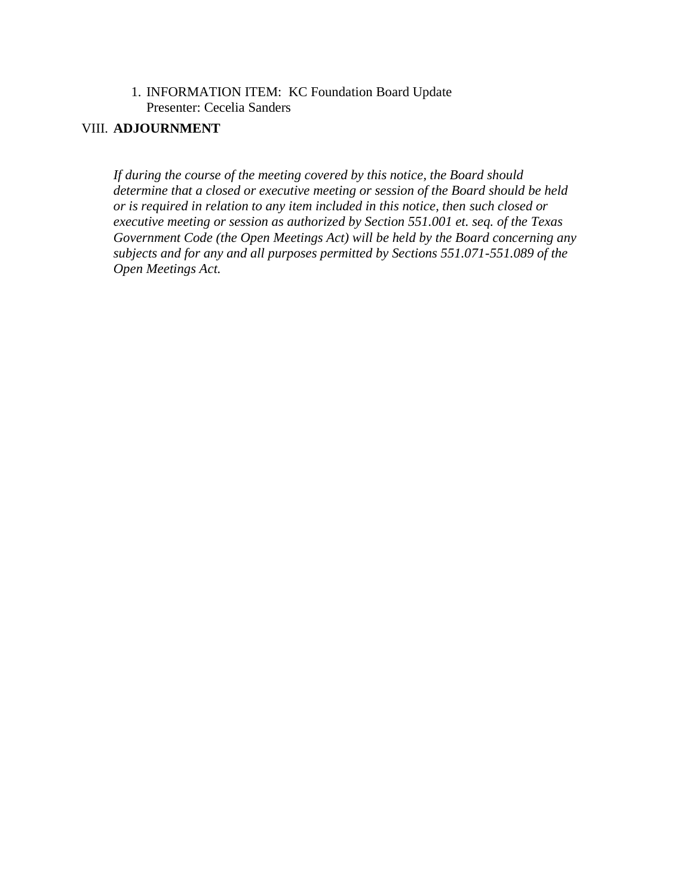1. INFORMATION ITEM: KC Foundation Board Update
   Presenter: Cecelia Sanders

VIII. **ADJOURNMENT**

*If during the course of the meeting covered by this notice, the Board should determine that a closed or executive meeting or session of the Board should be held or is required in relation to any item included in this notice, then such closed or executive meeting or session as authorized by Section 551.001 et. seq. of the Texas Government Code (the Open Meetings Act) will be held by the Board concerning any subjects and for any and all purposes permitted by Sections 551.071-551.089 of the Open Meetings Act.*